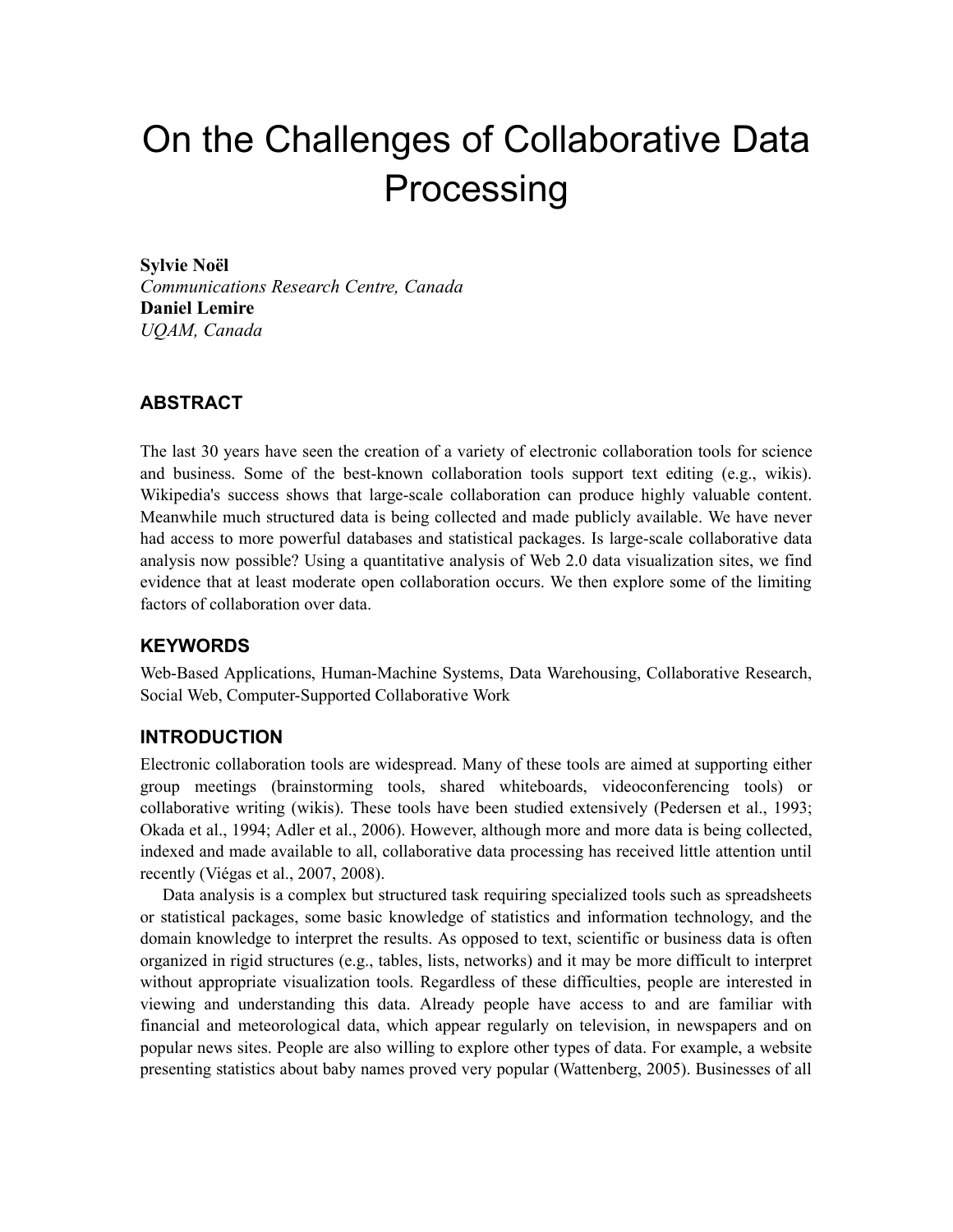# On the Challenges of Collaborative Data Processing

**Sylvie Noël**
*Communications Research Centre, Canada*
**Daniel Lemire**
*UQAM, Canada*

## ABSTRACT

The last 30 years have seen the creation of a variety of electronic collaboration tools for science and business. Some of the best-known collaboration tools support text editing (e.g., wikis). Wikipedia's success shows that large-scale collaboration can produce highly valuable content. Meanwhile much structured data is being collected and made publicly available. We have never had access to more powerful databases and statistical packages. Is large-scale collaborative data analysis now possible? Using a quantitative analysis of Web 2.0 data visualization sites, we find evidence that at least moderate open collaboration occurs. We then explore some of the limiting factors of collaboration over data.

## KEYWORDS

Web-Based Applications, Human-Machine Systems, Data Warehousing, Collaborative Research, Social Web, Computer-Supported Collaborative Work

## INTRODUCTION

Electronic collaboration tools are widespread. Many of these tools are aimed at supporting either group meetings (brainstorming tools, shared whiteboards, videoconferencing tools) or collaborative writing (wikis). These tools have been studied extensively (Pedersen et al., 1993; Okada et al., 1994; Adler et al., 2006). However, although more and more data is being collected, indexed and made available to all, collaborative data processing has received little attention until recently (Viégas et al., 2007, 2008).

Data analysis is a complex but structured task requiring specialized tools such as spreadsheets or statistical packages, some basic knowledge of statistics and information technology, and the domain knowledge to interpret the results. As opposed to text, scientific or business data is often organized in rigid structures (e.g., tables, lists, networks) and it may be more difficult to interpret without appropriate visualization tools. Regardless of these difficulties, people are interested in viewing and understanding this data. Already people have access to and are familiar with financial and meteorological data, which appear regularly on television, in newspapers and on popular news sites. People are also willing to explore other types of data. For example, a website presenting statistics about baby names proved very popular (Wattenberg, 2005). Businesses of all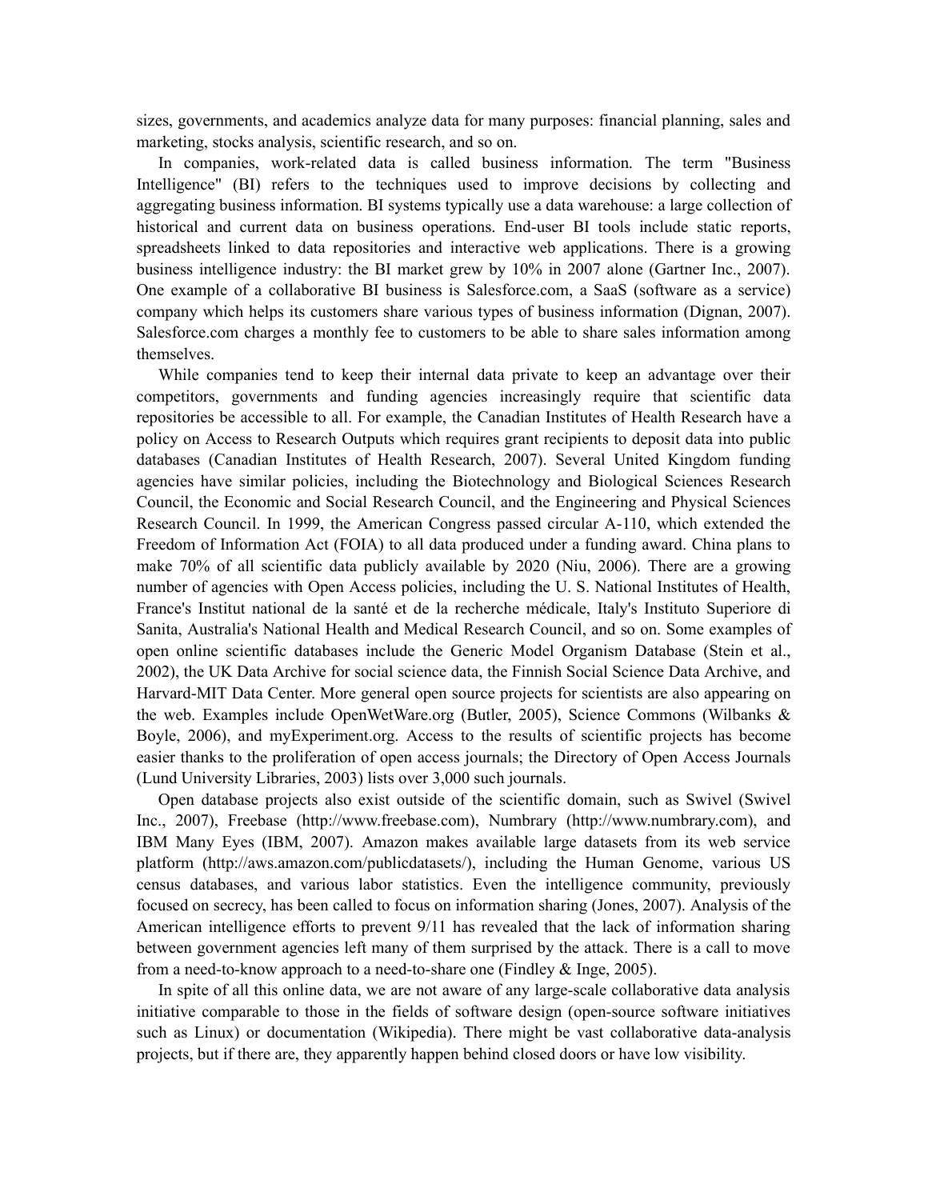sizes, governments, and academics analyze data for many purposes: financial planning, sales and marketing, stocks analysis, scientific research, and so on.

In companies, work-related data is called business information. The term "Business Intelligence" (BI) refers to the techniques used to improve decisions by collecting and aggregating business information. BI systems typically use a data warehouse: a large collection of historical and current data on business operations. End-user BI tools include static reports, spreadsheets linked to data repositories and interactive web applications. There is a growing business intelligence industry: the BI market grew by 10% in 2007 alone (Gartner Inc., 2007). One example of a collaborative BI business is Salesforce.com, a SaaS (software as a service) company which helps its customers share various types of business information (Dignan, 2007). Salesforce.com charges a monthly fee to customers to be able to share sales information among themselves.

While companies tend to keep their internal data private to keep an advantage over their competitors, governments and funding agencies increasingly require that scientific data repositories be accessible to all. For example, the Canadian Institutes of Health Research have a policy on Access to Research Outputs which requires grant recipients to deposit data into public databases (Canadian Institutes of Health Research, 2007). Several United Kingdom funding agencies have similar policies, including the Biotechnology and Biological Sciences Research Council, the Economic and Social Research Council, and the Engineering and Physical Sciences Research Council. In 1999, the American Congress passed circular A-110, which extended the Freedom of Information Act (FOIA) to all data produced under a funding award. China plans to make 70% of all scientific data publicly available by 2020 (Niu, 2006). There are a growing number of agencies with Open Access policies, including the U. S. National Institutes of Health, France's Institut national de la santé et de la recherche médicale, Italy's Instituto Superiore di Sanita, Australia's National Health and Medical Research Council, and so on. Some examples of open online scientific databases include the Generic Model Organism Database (Stein et al., 2002), the UK Data Archive for social science data, the Finnish Social Science Data Archive, and Harvard-MIT Data Center. More general open source projects for scientists are also appearing on the web. Examples include OpenWetWare.org (Butler, 2005), Science Commons (Wilbanks & Boyle, 2006), and myExperiment.org. Access to the results of scientific projects has become easier thanks to the proliferation of open access journals; the Directory of Open Access Journals (Lund University Libraries, 2003) lists over 3,000 such journals.

Open database projects also exist outside of the scientific domain, such as Swivel (Swivel Inc., 2007), Freebase (http://www.freebase.com), Numbrary (http://www.numbrary.com), and IBM Many Eyes (IBM, 2007). Amazon makes available large datasets from its web service platform (http://aws.amazon.com/publicdatasets/), including the Human Genome, various US census databases, and various labor statistics. Even the intelligence community, previously focused on secrecy, has been called to focus on information sharing (Jones, 2007). Analysis of the American intelligence efforts to prevent 9/11 has revealed that the lack of information sharing between government agencies left many of them surprised by the attack. There is a call to move from a need-to-know approach to a need-to-share one (Findley & Inge, 2005).

In spite of all this online data, we are not aware of any large-scale collaborative data analysis initiative comparable to those in the fields of software design (open-source software initiatives such as Linux) or documentation (Wikipedia). There might be vast collaborative data-analysis projects, but if there are, they apparently happen behind closed doors or have low visibility.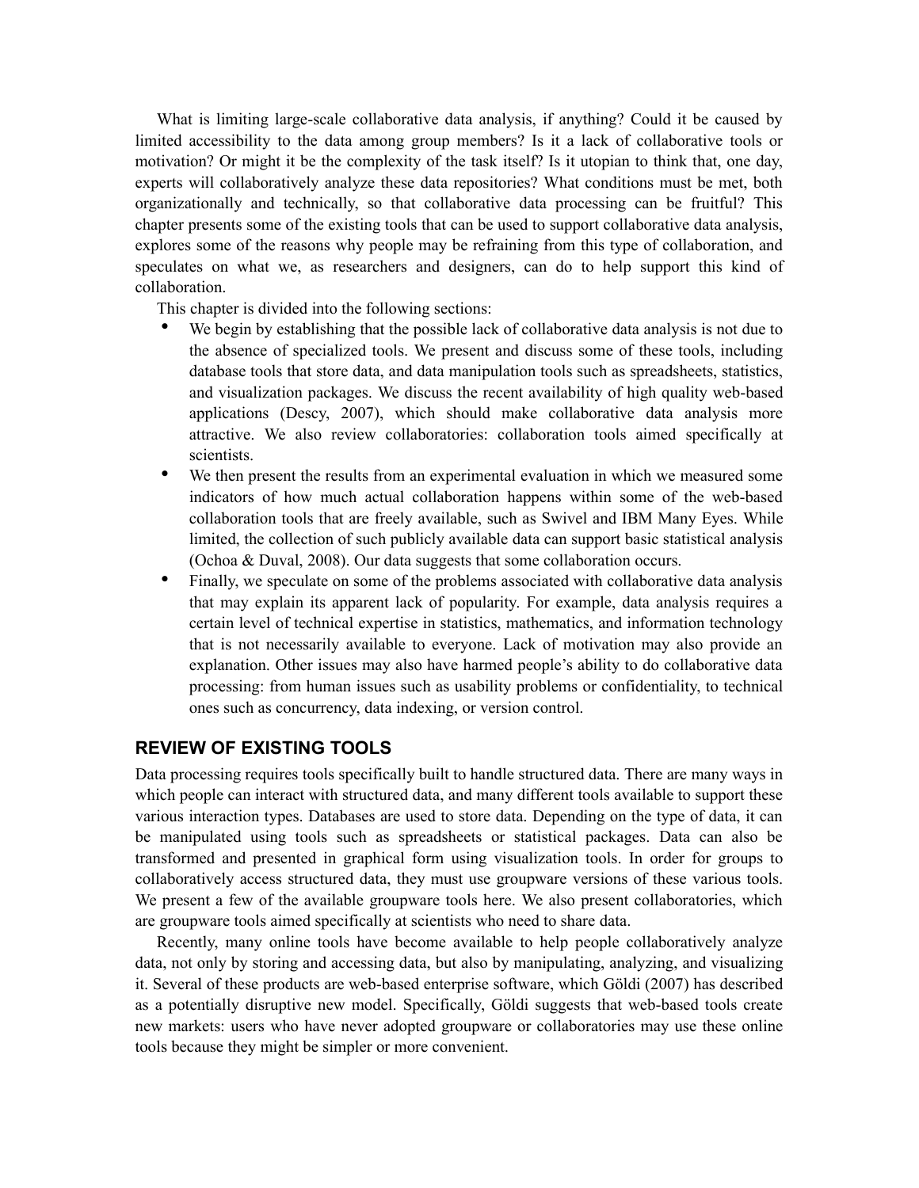What is limiting large-scale collaborative data analysis, if anything? Could it be caused by limited accessibility to the data among group members? Is it a lack of collaborative tools or motivation? Or might it be the complexity of the task itself? Is it utopian to think that, one day, experts will collaboratively analyze these data repositories? What conditions must be met, both organizationally and technically, so that collaborative data processing can be fruitful? This chapter presents some of the existing tools that can be used to support collaborative data analysis, explores some of the reasons why people may be refraining from this type of collaboration, and speculates on what we, as researchers and designers, can do to help support this kind of collaboration.

This chapter is divided into the following sections:

- We begin by establishing that the possible lack of collaborative data analysis is not due to the absence of specialized tools. We present and discuss some of these tools, including database tools that store data, and data manipulation tools such as spreadsheets, statistics, and visualization packages. We discuss the recent availability of high quality web-based applications (Descy, 2007), which should make collaborative data analysis more attractive. We also review collaboratories: collaboration tools aimed specifically at scientists.
- We then present the results from an experimental evaluation in which we measured some indicators of how much actual collaboration happens within some of the web-based collaboration tools that are freely available, such as Swivel and IBM Many Eyes. While limited, the collection of such publicly available data can support basic statistical analysis (Ochoa & Duval, 2008). Our data suggests that some collaboration occurs.
- Finally, we speculate on some of the problems associated with collaborative data analysis that may explain its apparent lack of popularity. For example, data analysis requires a certain level of technical expertise in statistics, mathematics, and information technology that is not necessarily available to everyone. Lack of motivation may also provide an explanation. Other issues may also have harmed people's ability to do collaborative data processing: from human issues such as usability problems or confidentiality, to technical ones such as concurrency, data indexing, or version control.

## REVIEW OF EXISTING TOOLS

Data processing requires tools specifically built to handle structured data. There are many ways in which people can interact with structured data, and many different tools available to support these various interaction types. Databases are used to store data. Depending on the type of data, it can be manipulated using tools such as spreadsheets or statistical packages. Data can also be transformed and presented in graphical form using visualization tools. In order for groups to collaboratively access structured data, they must use groupware versions of these various tools. We present a few of the available groupware tools here. We also present collaboratories, which are groupware tools aimed specifically at scientists who need to share data.

Recently, many online tools have become available to help people collaboratively analyze data, not only by storing and accessing data, but also by manipulating, analyzing, and visualizing it. Several of these products are web-based enterprise software, which Göldi (2007) has described as a potentially disruptive new model. Specifically, Göldi suggests that web-based tools create new markets: users who have never adopted groupware or collaboratories may use these online tools because they might be simpler or more convenient.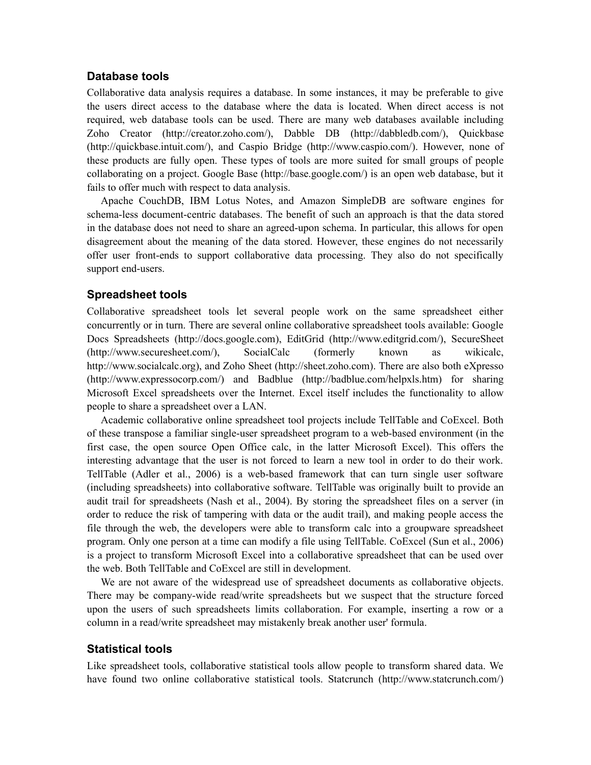## Database tools

Collaborative data analysis requires a database. In some instances, it may be preferable to give the users direct access to the database where the data is located. When direct access is not required, web database tools can be used. There are many web databases available including Zoho Creator (http://creator.zoho.com/), Dabble DB (http://dabbledb.com/), Quickbase (http://quickbase.intuit.com/), and Caspio Bridge (http://www.caspio.com/). However, none of these products are fully open. These types of tools are more suited for small groups of people collaborating on a project. Google Base (http://base.google.com/) is an open web database, but it fails to offer much with respect to data analysis.

Apache CouchDB, IBM Lotus Notes, and Amazon SimpleDB are software engines for schema-less document-centric databases. The benefit of such an approach is that the data stored in the database does not need to share an agreed-upon schema. In particular, this allows for open disagreement about the meaning of the data stored. However, these engines do not necessarily offer user front-ends to support collaborative data processing. They also do not specifically support end-users.

## Spreadsheet tools

Collaborative spreadsheet tools let several people work on the same spreadsheet either concurrently or in turn. There are several online collaborative spreadsheet tools available: Google Docs Spreadsheets (http://docs.google.com), EditGrid (http://www.editgrid.com/), SecureSheet (http://www.securesheet.com/), SocialCalc (formerly known as wikicalc, http://www.socialcalc.org), and Zoho Sheet (http://sheet.zoho.com). There are also both eXpresso (http://www.expressocorp.com/) and Badblue (http://badblue.com/helpxls.htm) for sharing Microsoft Excel spreadsheets over the Internet. Excel itself includes the functionality to allow people to share a spreadsheet over a LAN.

Academic collaborative online spreadsheet tool projects include TellTable and CoExcel. Both of these transpose a familiar single-user spreadsheet program to a web-based environment (in the first case, the open source Open Office calc, in the latter Microsoft Excel). This offers the interesting advantage that the user is not forced to learn a new tool in order to do their work. TellTable (Adler et al., 2006) is a web-based framework that can turn single user software (including spreadsheets) into collaborative software. TellTable was originally built to provide an audit trail for spreadsheets (Nash et al., 2004). By storing the spreadsheet files on a server (in order to reduce the risk of tampering with data or the audit trail), and making people access the file through the web, the developers were able to transform calc into a groupware spreadsheet program. Only one person at a time can modify a file using TellTable. CoExcel (Sun et al., 2006) is a project to transform Microsoft Excel into a collaborative spreadsheet that can be used over the web. Both TellTable and CoExcel are still in development.

We are not aware of the widespread use of spreadsheet documents as collaborative objects. There may be company-wide read/write spreadsheets but we suspect that the structure forced upon the users of such spreadsheets limits collaboration. For example, inserting a row or a column in a read/write spreadsheet may mistakenly break another user' formula.

## Statistical tools

Like spreadsheet tools, collaborative statistical tools allow people to transform shared data. We have found two online collaborative statistical tools. Statcrunch (http://www.statcrunch.com/)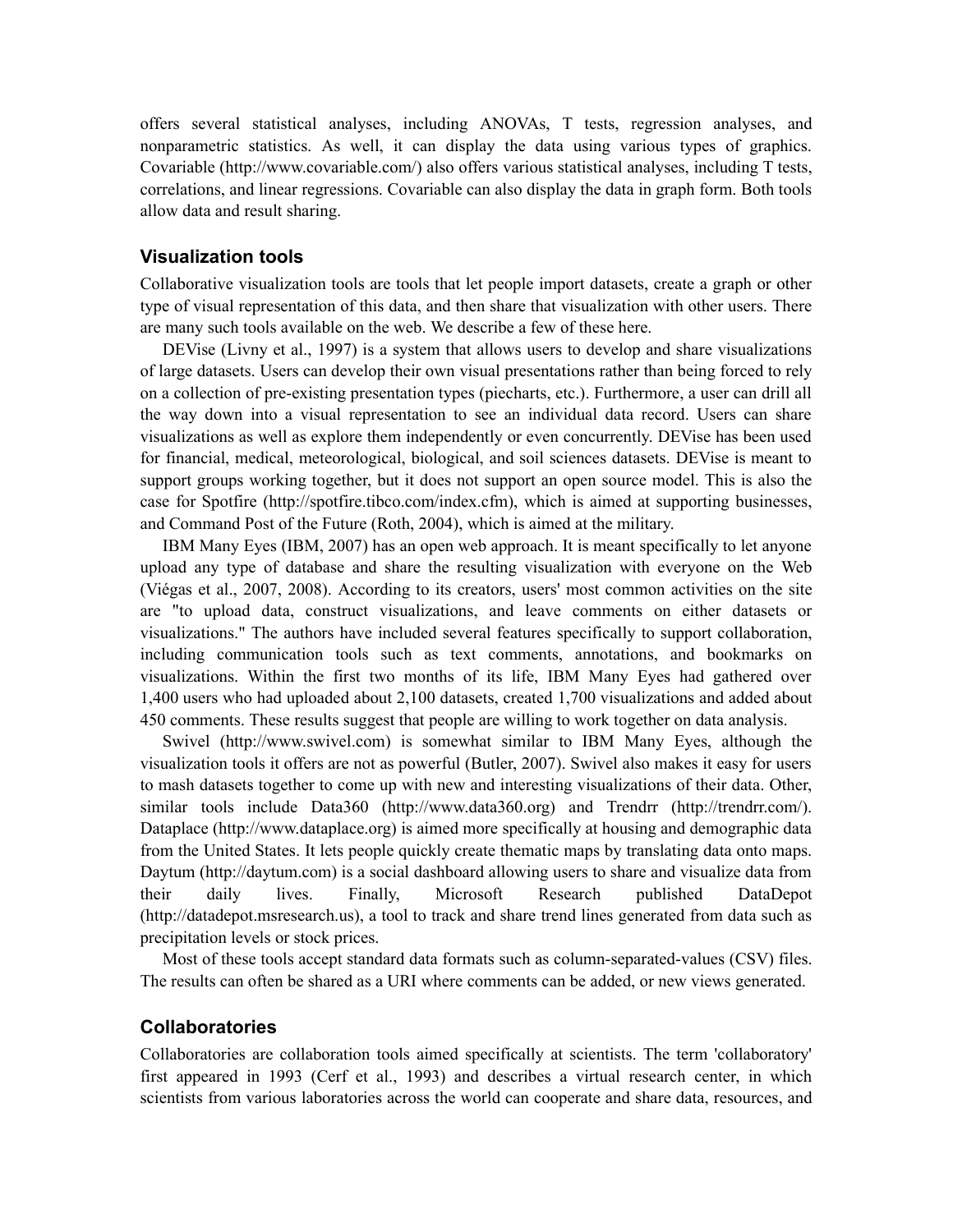offers several statistical analyses, including ANOVAs, T tests, regression analyses, and nonparametric statistics. As well, it can display the data using various types of graphics. Covariable (http://www.covariable.com/) also offers various statistical analyses, including T tests, correlations, and linear regressions. Covariable can also display the data in graph form. Both tools allow data and result sharing.

### Visualization tools

Collaborative visualization tools are tools that let people import datasets, create a graph or other type of visual representation of this data, and then share that visualization with other users. There are many such tools available on the web. We describe a few of these here.

DEVise (Livny et al., 1997) is a system that allows users to develop and share visualizations of large datasets. Users can develop their own visual presentations rather than being forced to rely on a collection of pre-existing presentation types (piecharts, etc.). Furthermore, a user can drill all the way down into a visual representation to see an individual data record. Users can share visualizations as well as explore them independently or even concurrently. DEVise has been used for financial, medical, meteorological, biological, and soil sciences datasets. DEVise is meant to support groups working together, but it does not support an open source model. This is also the case for Spotfire (http://spotfire.tibco.com/index.cfm), which is aimed at supporting businesses, and Command Post of the Future (Roth, 2004), which is aimed at the military.

IBM Many Eyes (IBM, 2007) has an open web approach. It is meant specifically to let anyone upload any type of database and share the resulting visualization with everyone on the Web (Viégas et al., 2007, 2008). According to its creators, users' most common activities on the site are "to upload data, construct visualizations, and leave comments on either datasets or visualizations." The authors have included several features specifically to support collaboration, including communication tools such as text comments, annotations, and bookmarks on visualizations. Within the first two months of its life, IBM Many Eyes had gathered over 1,400 users who had uploaded about 2,100 datasets, created 1,700 visualizations and added about 450 comments. These results suggest that people are willing to work together on data analysis.

Swivel (http://www.swivel.com) is somewhat similar to IBM Many Eyes, although the visualization tools it offers are not as powerful (Butler, 2007). Swivel also makes it easy for users to mash datasets together to come up with new and interesting visualizations of their data. Other, similar tools include Data360 (http://www.data360.org) and Trendrr (http://trendrr.com/). Dataplace (http://www.dataplace.org) is aimed more specifically at housing and demographic data from the United States. It lets people quickly create thematic maps by translating data onto maps. Daytum (http://daytum.com) is a social dashboard allowing users to share and visualize data from their daily lives. Finally, Microsoft Research published DataDepot (http://datadepot.msresearch.us), a tool to track and share trend lines generated from data such as precipitation levels or stock prices.

Most of these tools accept standard data formats such as column-separated-values (CSV) files. The results can often be shared as a URI where comments can be added, or new views generated.

### Collaboratories

Collaboratories are collaboration tools aimed specifically at scientists. The term 'collaboratory' first appeared in 1993 (Cerf et al., 1993) and describes a virtual research center, in which scientists from various laboratories across the world can cooperate and share data, resources, and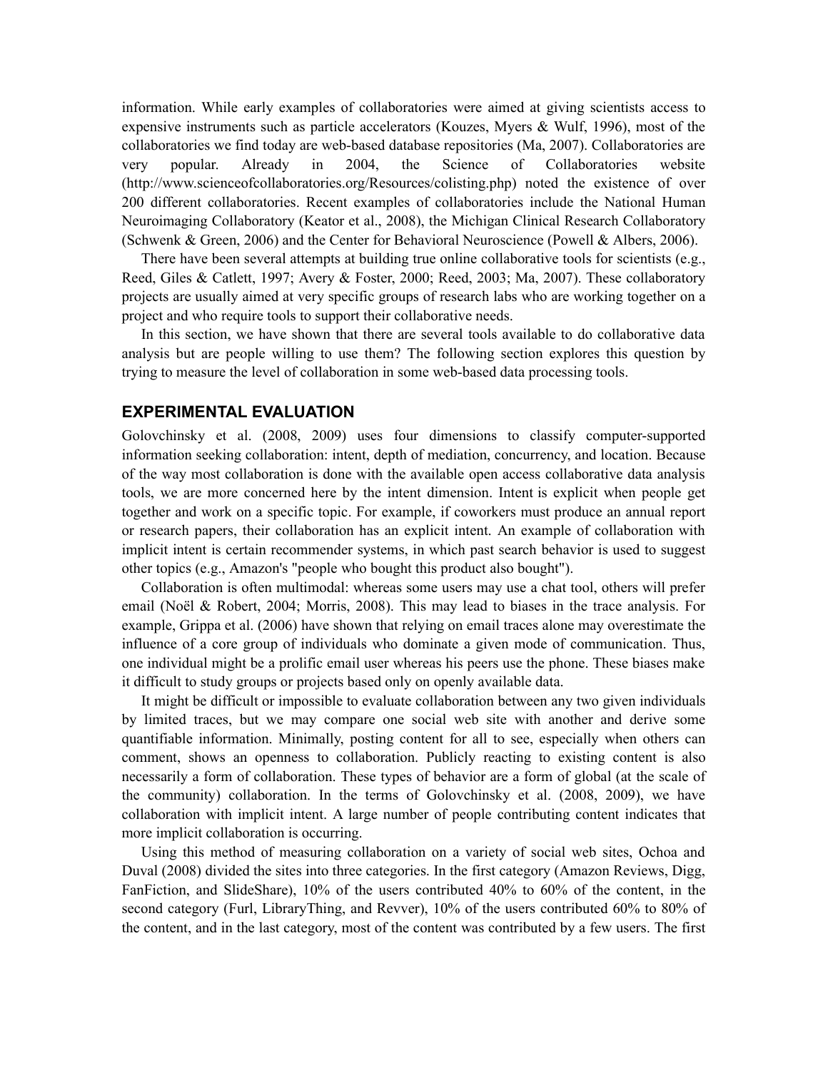information. While early examples of collaboratories were aimed at giving scientists access to expensive instruments such as particle accelerators (Kouzes, Myers & Wulf, 1996), most of the collaboratories we find today are web-based database repositories (Ma, 2007). Collaboratories are very popular. Already in 2004, the Science of Collaboratories website (http://www.scienceofcollaboratories.org/Resources/colisting.php) noted the existence of over 200 different collaboratories. Recent examples of collaboratories include the National Human Neuroimaging Collaboratory (Keator et al., 2008), the Michigan Clinical Research Collaboratory (Schwenk & Green, 2006) and the Center for Behavioral Neuroscience (Powell & Albers, 2006).

There have been several attempts at building true online collaborative tools for scientists (e.g., Reed, Giles & Catlett, 1997; Avery & Foster, 2000; Reed, 2003; Ma, 2007). These collaboratory projects are usually aimed at very specific groups of research labs who are working together on a project and who require tools to support their collaborative needs.

In this section, we have shown that there are several tools available to do collaborative data analysis but are people willing to use them? The following section explores this question by trying to measure the level of collaboration in some web-based data processing tools.

## EXPERIMENTAL EVALUATION

Golovchinsky et al. (2008, 2009) uses four dimensions to classify computer-supported information seeking collaboration: intent, depth of mediation, concurrency, and location. Because of the way most collaboration is done with the available open access collaborative data analysis tools, we are more concerned here by the intent dimension. Intent is explicit when people get together and work on a specific topic. For example, if coworkers must produce an annual report or research papers, their collaboration has an explicit intent. An example of collaboration with implicit intent is certain recommender systems, in which past search behavior is used to suggest other topics (e.g., Amazon's "people who bought this product also bought").

Collaboration is often multimodal: whereas some users may use a chat tool, others will prefer email (Noël & Robert, 2004; Morris, 2008). This may lead to biases in the trace analysis. For example, Grippa et al. (2006) have shown that relying on email traces alone may overestimate the influence of a core group of individuals who dominate a given mode of communication. Thus, one individual might be a prolific email user whereas his peers use the phone. These biases make it difficult to study groups or projects based only on openly available data.

It might be difficult or impossible to evaluate collaboration between any two given individuals by limited traces, but we may compare one social web site with another and derive some quantifiable information. Minimally, posting content for all to see, especially when others can comment, shows an openness to collaboration. Publicly reacting to existing content is also necessarily a form of collaboration. These types of behavior are a form of global (at the scale of the community) collaboration. In the terms of Golovchinsky et al. (2008, 2009), we have collaboration with implicit intent. A large number of people contributing content indicates that more implicit collaboration is occurring.

Using this method of measuring collaboration on a variety of social web sites, Ochoa and Duval (2008) divided the sites into three categories. In the first category (Amazon Reviews, Digg, FanFiction, and SlideShare), 10% of the users contributed 40% to 60% of the content, in the second category (Furl, LibraryThing, and Revver), 10% of the users contributed 60% to 80% of the content, and in the last category, most of the content was contributed by a few users. The first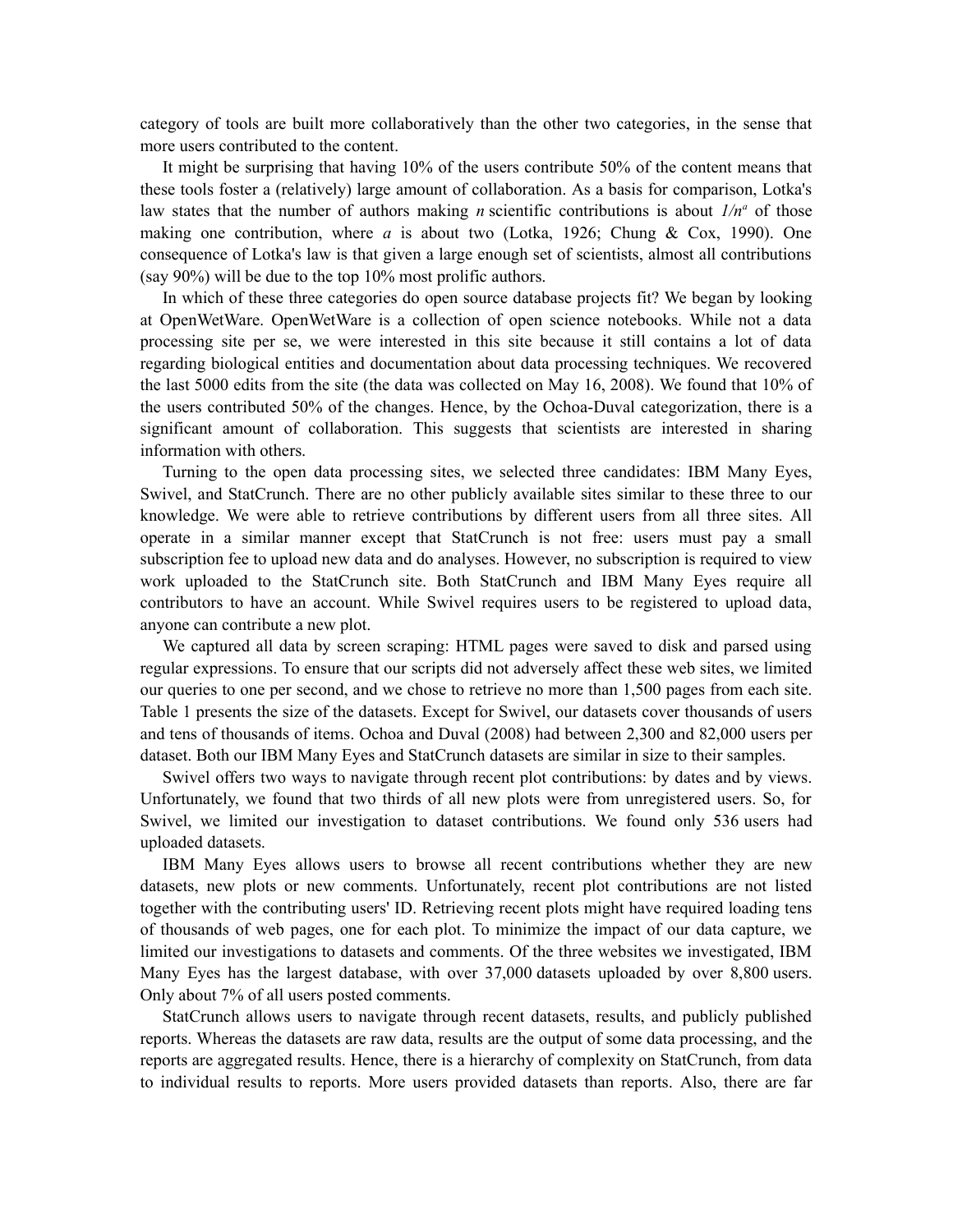category of tools are built more collaboratively than the other two categories, in the sense that more users contributed to the content.

It might be surprising that having 10% of the users contribute 50% of the content means that these tools foster a (relatively) large amount of collaboration. As a basis for comparison, Lotka's law states that the number of authors making *n* scientific contributions is about $1/n^a$ of those making one contribution, where *a* is about two (Lotka, 1926; Chung & Cox, 1990). One consequence of Lotka's law is that given a large enough set of scientists, almost all contributions (say 90%) will be due to the top 10% most prolific authors.

In which of these three categories do open source database projects fit? We began by looking at OpenWetWare. OpenWetWare is a collection of open science notebooks. While not a data processing site per se, we were interested in this site because it still contains a lot of data regarding biological entities and documentation about data processing techniques. We recovered the last 5000 edits from the site (the data was collected on May 16, 2008). We found that 10% of the users contributed 50% of the changes. Hence, by the Ochoa-Duval categorization, there is a significant amount of collaboration. This suggests that scientists are interested in sharing information with others.

Turning to the open data processing sites, we selected three candidates: IBM Many Eyes, Swivel, and StatCrunch. There are no other publicly available sites similar to these three to our knowledge. We were able to retrieve contributions by different users from all three sites. All operate in a similar manner except that StatCrunch is not free: users must pay a small subscription fee to upload new data and do analyses. However, no subscription is required to view work uploaded to the StatCrunch site. Both StatCrunch and IBM Many Eyes require all contributors to have an account. While Swivel requires users to be registered to upload data, anyone can contribute a new plot.

We captured all data by screen scraping: HTML pages were saved to disk and parsed using regular expressions. To ensure that our scripts did not adversely affect these web sites, we limited our queries to one per second, and we chose to retrieve no more than 1,500 pages from each site. Table 1 presents the size of the datasets. Except for Swivel, our datasets cover thousands of users and tens of thousands of items. Ochoa and Duval (2008) had between 2,300 and 82,000 users per dataset. Both our IBM Many Eyes and StatCrunch datasets are similar in size to their samples.

Swivel offers two ways to navigate through recent plot contributions: by dates and by views. Unfortunately, we found that two thirds of all new plots were from unregistered users. So, for Swivel, we limited our investigation to dataset contributions. We found only 536 users had uploaded datasets.

IBM Many Eyes allows users to browse all recent contributions whether they are new datasets, new plots or new comments. Unfortunately, recent plot contributions are not listed together with the contributing users' ID. Retrieving recent plots might have required loading tens of thousands of web pages, one for each plot. To minimize the impact of our data capture, we limited our investigations to datasets and comments. Of the three websites we investigated, IBM Many Eyes has the largest database, with over 37,000 datasets uploaded by over 8,800 users. Only about 7% of all users posted comments.

StatCrunch allows users to navigate through recent datasets, results, and publicly published reports. Whereas the datasets are raw data, results are the output of some data processing, and the reports are aggregated results. Hence, there is a hierarchy of complexity on StatCrunch, from data to individual results to reports. More users provided datasets than reports. Also, there are far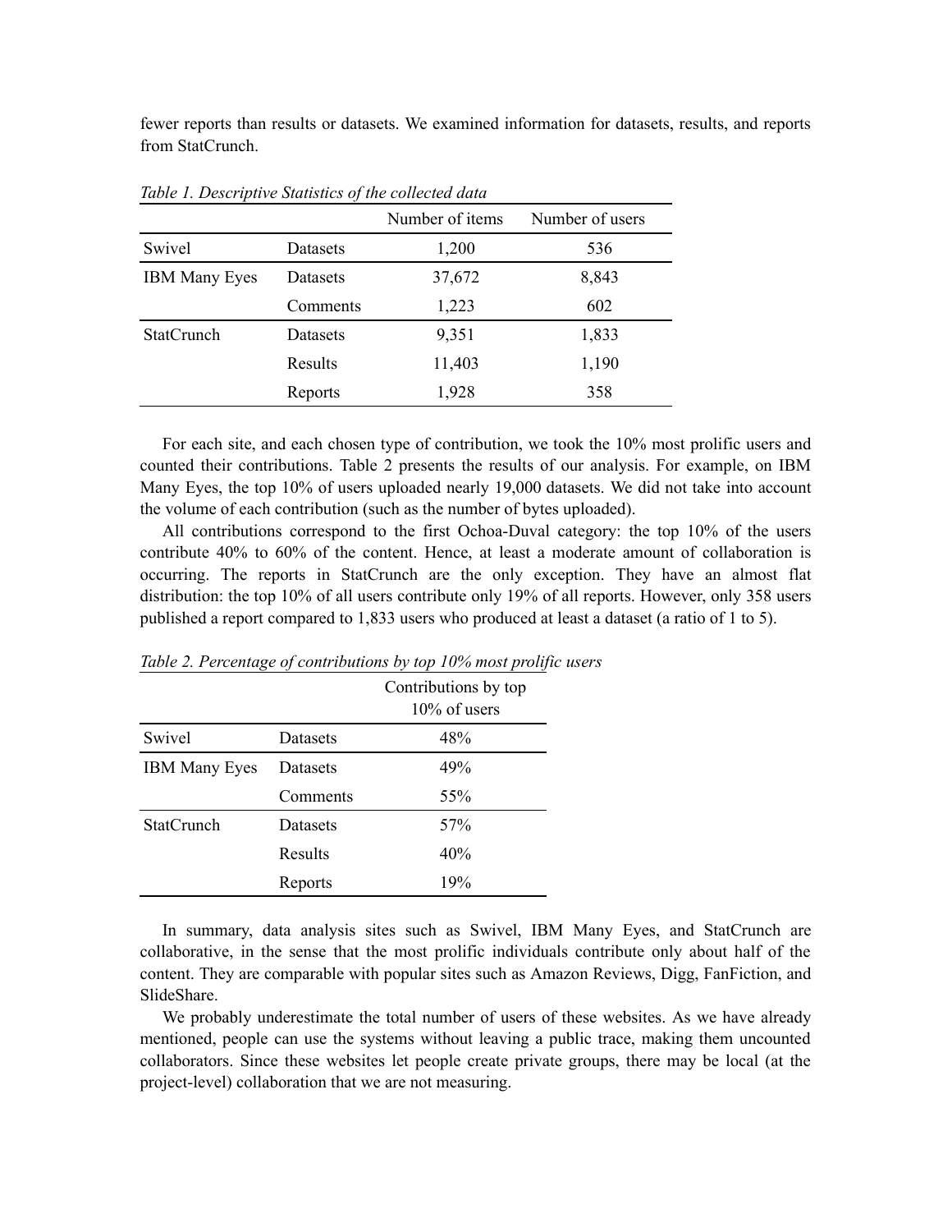fewer reports than results or datasets. We examined information for datasets, results, and reports from StatCrunch.

*Table 1. Descriptive Statistics of the collected data*

| | | Number of items | Number of users |
|---|---|---|---|
| Swivel | Datasets | 1,200 | 536 |
| IBM Many Eyes | Datasets | 37,672 | 8,843 |
| | Comments | 1,223 | 602 |
| StatCrunch | Datasets | 9,351 | 1,833 |
| | Results | 11,403 | 1,190 |
| | Reports | 1,928 | 358 |

For each site, and each chosen type of contribution, we took the 10% most prolific users and counted their contributions. Table 2 presents the results of our analysis. For example, on IBM Many Eyes, the top 10% of users uploaded nearly 19,000 datasets. We did not take into account the volume of each contribution (such as the number of bytes uploaded).

All contributions correspond to the first Ochoa-Duval category: the top 10% of the users contribute 40% to 60% of the content. Hence, at least a moderate amount of collaboration is occurring. The reports in StatCrunch are the only exception. They have an almost flat distribution: the top 10% of all users contribute only 19% of all reports. However, only 358 users published a report compared to 1,833 users who produced at least a dataset (a ratio of 1 to 5).

*Table 2. Percentage of contributions by top 10% most prolific users*

| | | Contributions by top 10% of users |
|---|---|---|
| Swivel | Datasets | 48% |
| IBM Many Eyes | Datasets | 49% |
| | Comments | 55% |
| StatCrunch | Datasets | 57% |
| | Results | 40% |
| | Reports | 19% |

In summary, data analysis sites such as Swivel, IBM Many Eyes, and StatCrunch are collaborative, in the sense that the most prolific individuals contribute only about half of the content. They are comparable with popular sites such as Amazon Reviews, Digg, FanFiction, and SlideShare.

We probably underestimate the total number of users of these websites. As we have already mentioned, people can use the systems without leaving a public trace, making them uncounted collaborators. Since these websites let people create private groups, there may be local (at the project-level) collaboration that we are not measuring.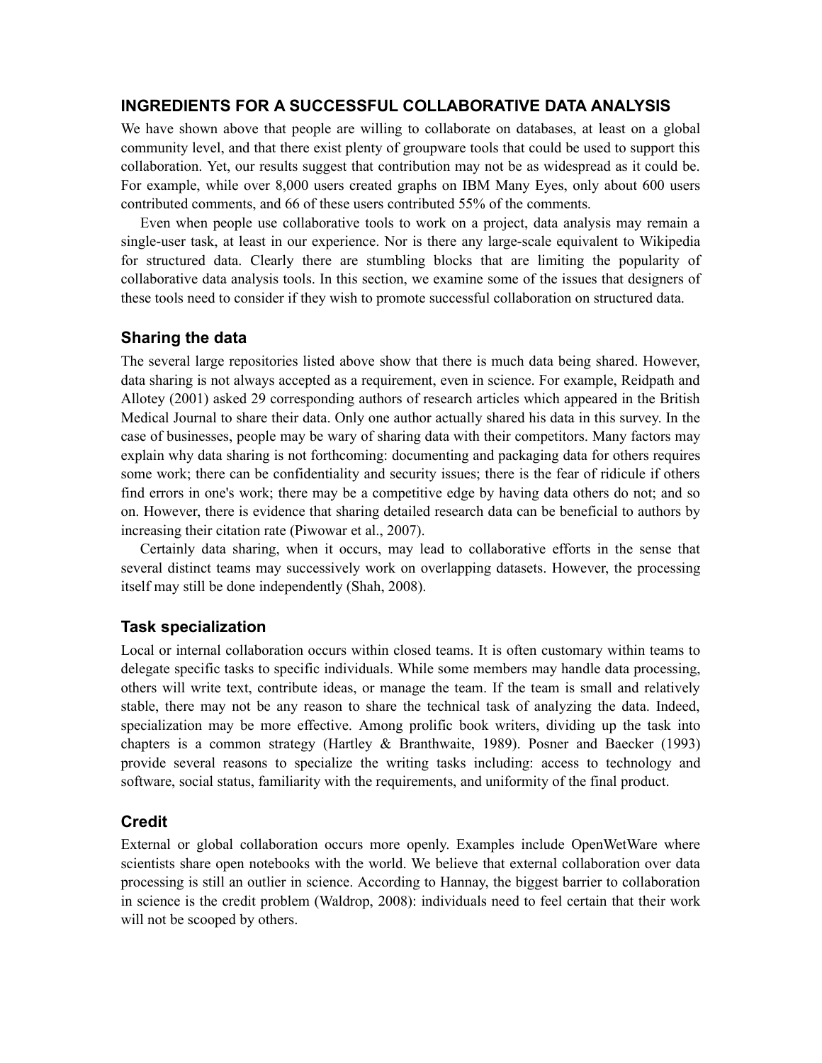## INGREDIENTS FOR A SUCCESSFUL COLLABORATIVE DATA ANALYSIS

We have shown above that people are willing to collaborate on databases, at least on a global community level, and that there exist plenty of groupware tools that could be used to support this collaboration. Yet, our results suggest that contribution may not be as widespread as it could be. For example, while over 8,000 users created graphs on IBM Many Eyes, only about 600 users contributed comments, and 66 of these users contributed 55% of the comments.

Even when people use collaborative tools to work on a project, data analysis may remain a single-user task, at least in our experience. Nor is there any large-scale equivalent to Wikipedia for structured data. Clearly there are stumbling blocks that are limiting the popularity of collaborative data analysis tools. In this section, we examine some of the issues that designers of these tools need to consider if they wish to promote successful collaboration on structured data.

### Sharing the data

The several large repositories listed above show that there is much data being shared. However, data sharing is not always accepted as a requirement, even in science. For example, Reidpath and Allotey (2001) asked 29 corresponding authors of research articles which appeared in the British Medical Journal to share their data. Only one author actually shared his data in this survey. In the case of businesses, people may be wary of sharing data with their competitors. Many factors may explain why data sharing is not forthcoming: documenting and packaging data for others requires some work; there can be confidentiality and security issues; there is the fear of ridicule if others find errors in one's work; there may be a competitive edge by having data others do not; and so on. However, there is evidence that sharing detailed research data can be beneficial to authors by increasing their citation rate (Piwowar et al., 2007).

Certainly data sharing, when it occurs, may lead to collaborative efforts in the sense that several distinct teams may successively work on overlapping datasets. However, the processing itself may still be done independently (Shah, 2008).

### Task specialization

Local or internal collaboration occurs within closed teams. It is often customary within teams to delegate specific tasks to specific individuals. While some members may handle data processing, others will write text, contribute ideas, or manage the team. If the team is small and relatively stable, there may not be any reason to share the technical task of analyzing the data. Indeed, specialization may be more effective. Among prolific book writers, dividing up the task into chapters is a common strategy (Hartley & Branthwaite, 1989). Posner and Baecker (1993) provide several reasons to specialize the writing tasks including: access to technology and software, social status, familiarity with the requirements, and uniformity of the final product.

### Credit

External or global collaboration occurs more openly. Examples include OpenWetWare where scientists share open notebooks with the world. We believe that external collaboration over data processing is still an outlier in science. According to Hannay, the biggest barrier to collaboration in science is the credit problem (Waldrop, 2008): individuals need to feel certain that their work will not be scooped by others.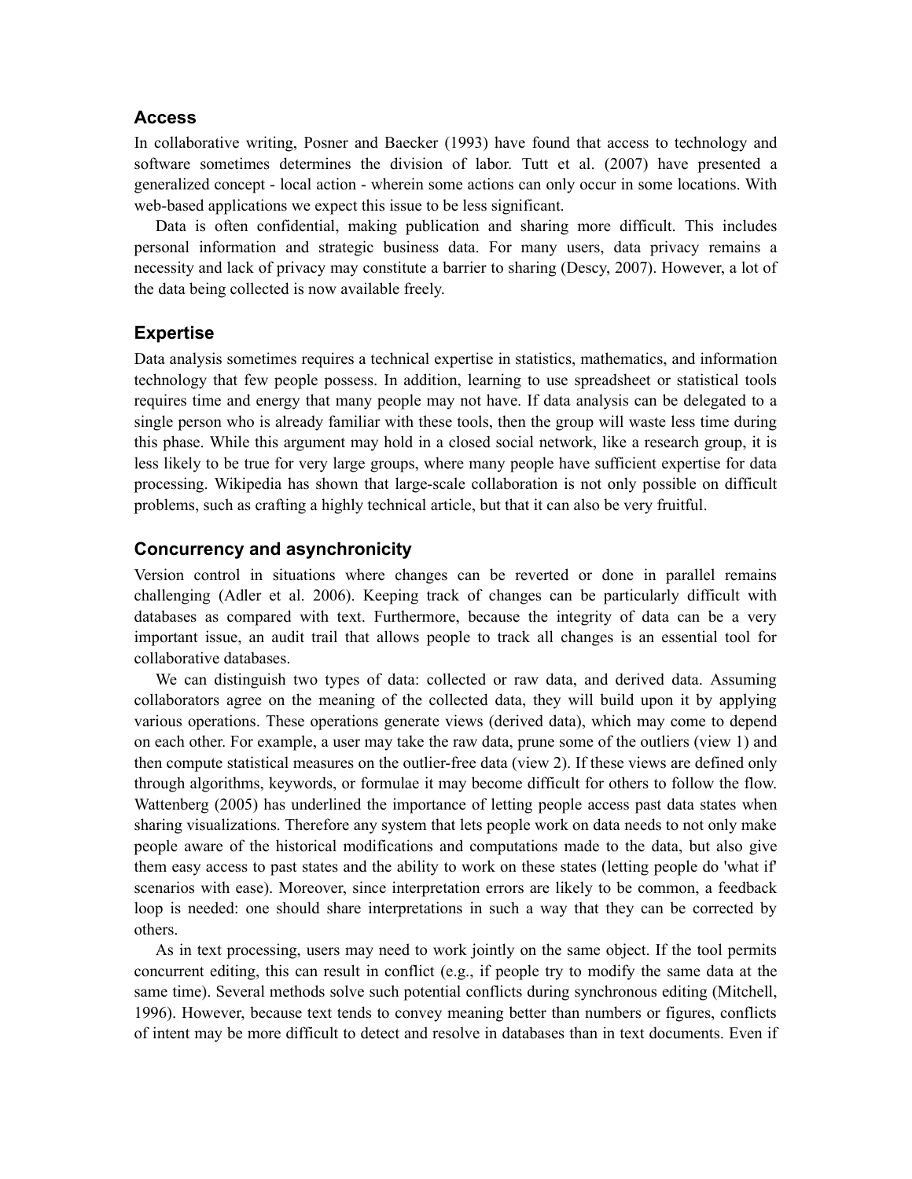## Access

In collaborative writing, Posner and Baecker (1993) have found that access to technology and software sometimes determines the division of labor. Tutt et al. (2007) have presented a generalized concept - local action - wherein some actions can only occur in some locations. With web-based applications we expect this issue to be less significant.

Data is often confidential, making publication and sharing more difficult. This includes personal information and strategic business data. For many users, data privacy remains a necessity and lack of privacy may constitute a barrier to sharing (Descy, 2007). However, a lot of the data being collected is now available freely.

## Expertise

Data analysis sometimes requires a technical expertise in statistics, mathematics, and information technology that few people possess. In addition, learning to use spreadsheet or statistical tools requires time and energy that many people may not have. If data analysis can be delegated to a single person who is already familiar with these tools, then the group will waste less time during this phase. While this argument may hold in a closed social network, like a research group, it is less likely to be true for very large groups, where many people have sufficient expertise for data processing. Wikipedia has shown that large-scale collaboration is not only possible on difficult problems, such as crafting a highly technical article, but that it can also be very fruitful.

## Concurrency and asynchronicity

Version control in situations where changes can be reverted or done in parallel remains challenging (Adler et al. 2006). Keeping track of changes can be particularly difficult with databases as compared with text. Furthermore, because the integrity of data can be a very important issue, an audit trail that allows people to track all changes is an essential tool for collaborative databases.

We can distinguish two types of data: collected or raw data, and derived data. Assuming collaborators agree on the meaning of the collected data, they will build upon it by applying various operations. These operations generate views (derived data), which may come to depend on each other. For example, a user may take the raw data, prune some of the outliers (view 1) and then compute statistical measures on the outlier-free data (view 2). If these views are defined only through algorithms, keywords, or formulae it may become difficult for others to follow the flow. Wattenberg (2005) has underlined the importance of letting people access past data states when sharing visualizations. Therefore any system that lets people work on data needs to not only make people aware of the historical modifications and computations made to the data, but also give them easy access to past states and the ability to work on these states (letting people do 'what if' scenarios with ease). Moreover, since interpretation errors are likely to be common, a feedback loop is needed: one should share interpretations in such a way that they can be corrected by others.

As in text processing, users may need to work jointly on the same object. If the tool permits concurrent editing, this can result in conflict (e.g., if people try to modify the same data at the same time). Several methods solve such potential conflicts during synchronous editing (Mitchell, 1996). However, because text tends to convey meaning better than numbers or figures, conflicts of intent may be more difficult to detect and resolve in databases than in text documents. Even if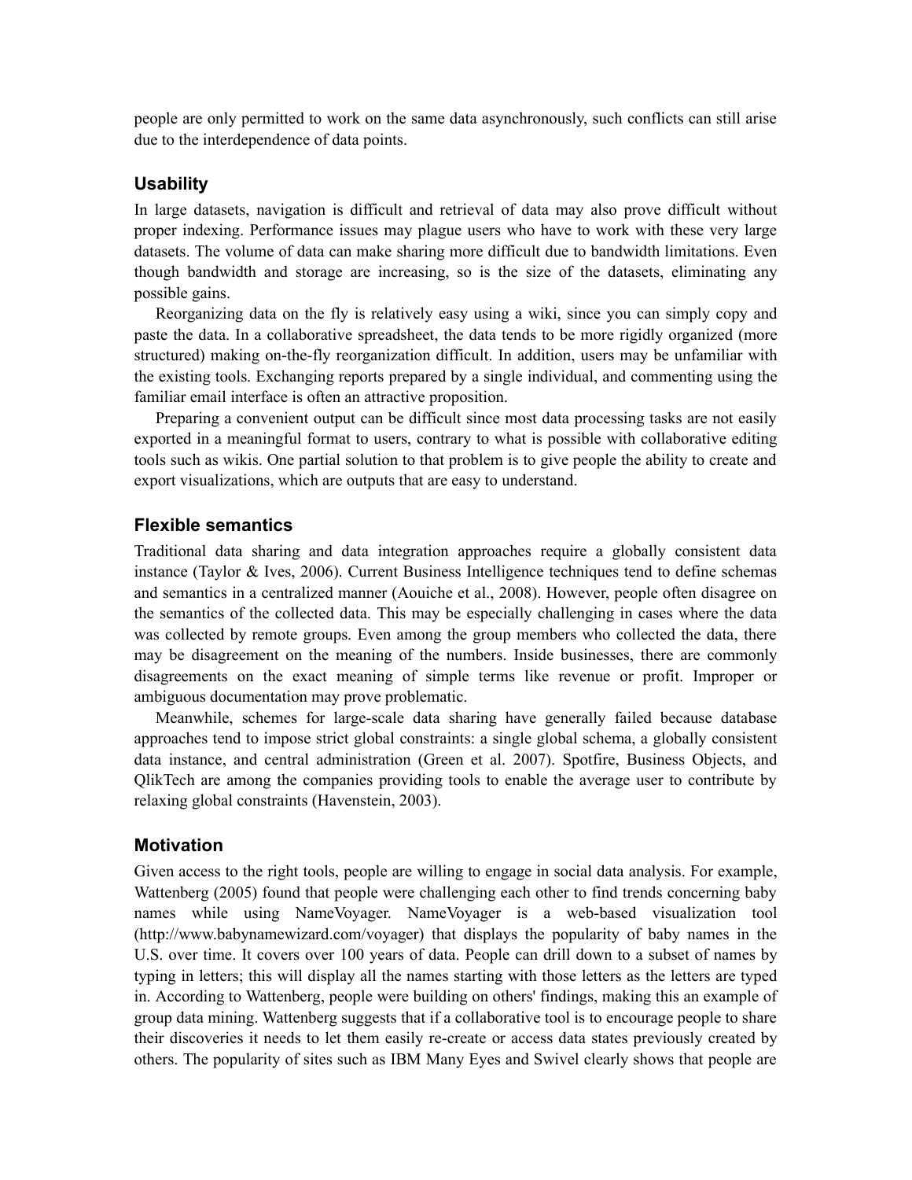people are only permitted to work on the same data asynchronously, such conflicts can still arise due to the interdependence of data points.

### Usability

In large datasets, navigation is difficult and retrieval of data may also prove difficult without proper indexing. Performance issues may plague users who have to work with these very large datasets. The volume of data can make sharing more difficult due to bandwidth limitations. Even though bandwidth and storage are increasing, so is the size of the datasets, eliminating any possible gains.

Reorganizing data on the fly is relatively easy using a wiki, since you can simply copy and paste the data. In a collaborative spreadsheet, the data tends to be more rigidly organized (more structured) making on-the-fly reorganization difficult. In addition, users may be unfamiliar with the existing tools. Exchanging reports prepared by a single individual, and commenting using the familiar email interface is often an attractive proposition.

Preparing a convenient output can be difficult since most data processing tasks are not easily exported in a meaningful format to users, contrary to what is possible with collaborative editing tools such as wikis. One partial solution to that problem is to give people the ability to create and export visualizations, which are outputs that are easy to understand.

### Flexible semantics

Traditional data sharing and data integration approaches require a globally consistent data instance (Taylor & Ives, 2006). Current Business Intelligence techniques tend to define schemas and semantics in a centralized manner (Aouiche et al., 2008). However, people often disagree on the semantics of the collected data. This may be especially challenging in cases where the data was collected by remote groups. Even among the group members who collected the data, there may be disagreement on the meaning of the numbers. Inside businesses, there are commonly disagreements on the exact meaning of simple terms like revenue or profit. Improper or ambiguous documentation may prove problematic.

Meanwhile, schemes for large-scale data sharing have generally failed because database approaches tend to impose strict global constraints: a single global schema, a globally consistent data instance, and central administration (Green et al. 2007). Spotfire, Business Objects, and QlikTech are among the companies providing tools to enable the average user to contribute by relaxing global constraints (Havenstein, 2003).

### Motivation

Given access to the right tools, people are willing to engage in social data analysis. For example, Wattenberg (2005) found that people were challenging each other to find trends concerning baby names while using NameVoyager. NameVoyager is a web-based visualization tool (http://www.babynamewizard.com/voyager) that displays the popularity of baby names in the U.S. over time. It covers over 100 years of data. People can drill down to a subset of names by typing in letters; this will display all the names starting with those letters as the letters are typed in. According to Wattenberg, people were building on others' findings, making this an example of group data mining. Wattenberg suggests that if a collaborative tool is to encourage people to share their discoveries it needs to let them easily re-create or access data states previously created by others. The popularity of sites such as IBM Many Eyes and Swivel clearly shows that people are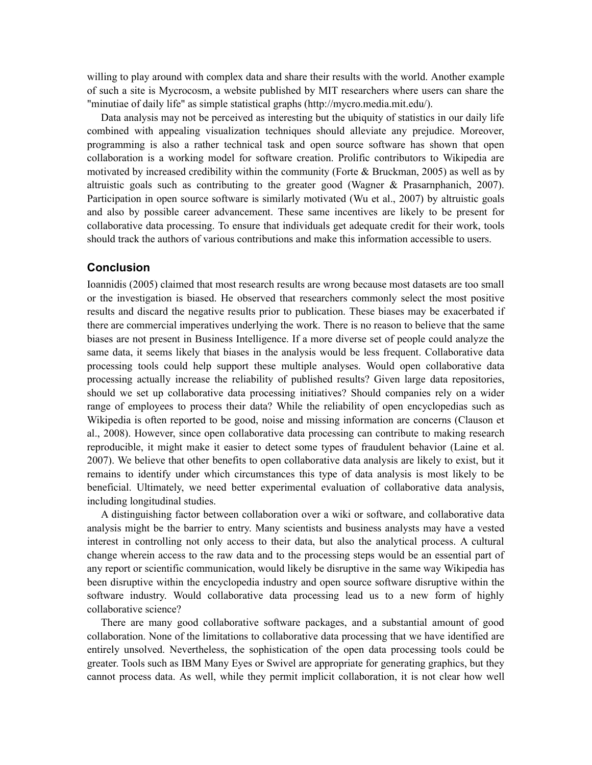willing to play around with complex data and share their results with the world. Another example of such a site is Mycrocosm, a website published by MIT researchers where users can share the "minutiae of daily life" as simple statistical graphs (http://mycro.media.mit.edu/).

Data analysis may not be perceived as interesting but the ubiquity of statistics in our daily life combined with appealing visualization techniques should alleviate any prejudice. Moreover, programming is also a rather technical task and open source software has shown that open collaboration is a working model for software creation. Prolific contributors to Wikipedia are motivated by increased credibility within the community (Forte & Bruckman, 2005) as well as by altruistic goals such as contributing to the greater good (Wagner & Prasarnphanich, 2007). Participation in open source software is similarly motivated (Wu et al., 2007) by altruistic goals and also by possible career advancement. These same incentives are likely to be present for collaborative data processing. To ensure that individuals get adequate credit for their work, tools should track the authors of various contributions and make this information accessible to users.

## Conclusion

Ioannidis (2005) claimed that most research results are wrong because most datasets are too small or the investigation is biased. He observed that researchers commonly select the most positive results and discard the negative results prior to publication. These biases may be exacerbated if there are commercial imperatives underlying the work. There is no reason to believe that the same biases are not present in Business Intelligence. If a more diverse set of people could analyze the same data, it seems likely that biases in the analysis would be less frequent. Collaborative data processing tools could help support these multiple analyses. Would open collaborative data processing actually increase the reliability of published results? Given large data repositories, should we set up collaborative data processing initiatives? Should companies rely on a wider range of employees to process their data? While the reliability of open encyclopedias such as Wikipedia is often reported to be good, noise and missing information are concerns (Clauson et al., 2008). However, since open collaborative data processing can contribute to making research reproducible, it might make it easier to detect some types of fraudulent behavior (Laine et al. 2007). We believe that other benefits to open collaborative data analysis are likely to exist, but it remains to identify under which circumstances this type of data analysis is most likely to be beneficial. Ultimately, we need better experimental evaluation of collaborative data analysis, including longitudinal studies.

A distinguishing factor between collaboration over a wiki or software, and collaborative data analysis might be the barrier to entry. Many scientists and business analysts may have a vested interest in controlling not only access to their data, but also the analytical process. A cultural change wherein access to the raw data and to the processing steps would be an essential part of any report or scientific communication, would likely be disruptive in the same way Wikipedia has been disruptive within the encyclopedia industry and open source software disruptive within the software industry. Would collaborative data processing lead us to a new form of highly collaborative science?

There are many good collaborative software packages, and a substantial amount of good collaboration. None of the limitations to collaborative data processing that we have identified are entirely unsolved. Nevertheless, the sophistication of the open data processing tools could be greater. Tools such as IBM Many Eyes or Swivel are appropriate for generating graphics, but they cannot process data. As well, while they permit implicit collaboration, it is not clear how well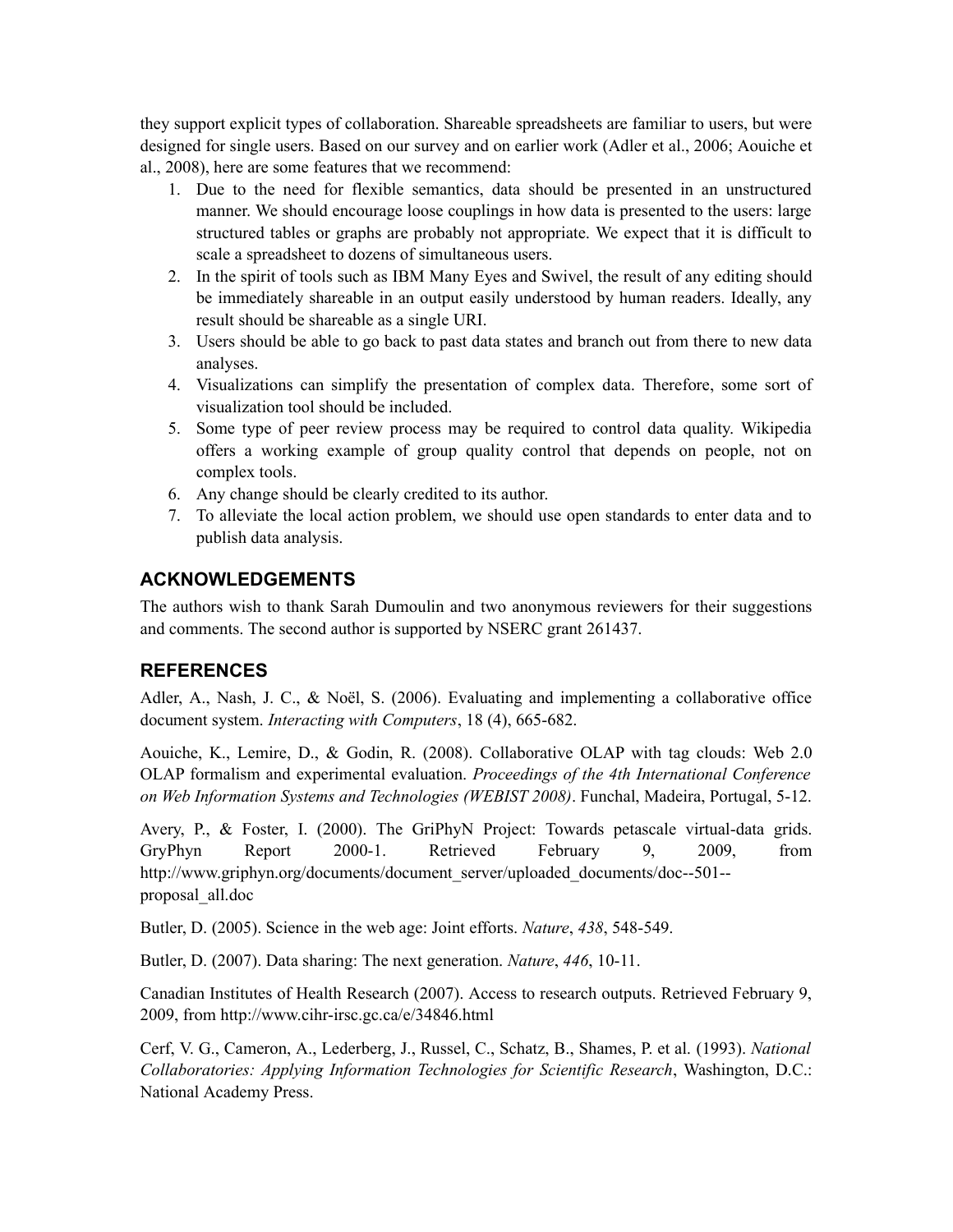they support explicit types of collaboration. Shareable spreadsheets are familiar to users, but were designed for single users. Based on our survey and on earlier work (Adler et al., 2006; Aouiche et al., 2008), here are some features that we recommend:

1. Due to the need for flexible semantics, data should be presented in an unstructured manner. We should encourage loose couplings in how data is presented to the users: large structured tables or graphs are probably not appropriate. We expect that it is difficult to scale a spreadsheet to dozens of simultaneous users.
2. In the spirit of tools such as IBM Many Eyes and Swivel, the result of any editing should be immediately shareable in an output easily understood by human readers. Ideally, any result should be shareable as a single URI.
3. Users should be able to go back to past data states and branch out from there to new data analyses.
4. Visualizations can simplify the presentation of complex data. Therefore, some sort of visualization tool should be included.
5. Some type of peer review process may be required to control data quality. Wikipedia offers a working example of group quality control that depends on people, not on complex tools.
6. Any change should be clearly credited to its author.
7. To alleviate the local action problem, we should use open standards to enter data and to publish data analysis.

## ACKNOWLEDGEMENTS

The authors wish to thank Sarah Dumoulin and two anonymous reviewers for their suggestions and comments. The second author is supported by NSERC grant 261437.

## REFERENCES

Adler, A., Nash, J. C., & Noël, S. (2006). Evaluating and implementing a collaborative office document system. *Interacting with Computers*, 18 (4), 665-682.

Aouiche, K., Lemire, D., & Godin, R. (2008). Collaborative OLAP with tag clouds: Web 2.0 OLAP formalism and experimental evaluation. *Proceedings of the 4th International Conference on Web Information Systems and Technologies (WEBIST 2008)*. Funchal, Madeira, Portugal, 5-12.

Avery, P., & Foster, I. (2000). The GriPhyN Project: Towards petascale virtual-data grids. GryPhyn Report 2000-1. Retrieved February 9, 2009, from http://www.griphyn.org/documents/document_server/uploaded_documents/doc--501--proposal_all.doc

Butler, D. (2005). Science in the web age: Joint efforts. *Nature*, *438*, 548-549.

Butler, D. (2007). Data sharing: The next generation. *Nature*, *446*, 10-11.

Canadian Institutes of Health Research (2007). Access to research outputs. Retrieved February 9, 2009, from http://www.cihr-irsc.gc.ca/e/34846.html

Cerf, V. G., Cameron, A., Lederberg, J., Russel, C., Schatz, B., Shames, P. et al. (1993). *National Collaboratories: Applying Information Technologies for Scientific Research*, Washington, D.C.: National Academy Press.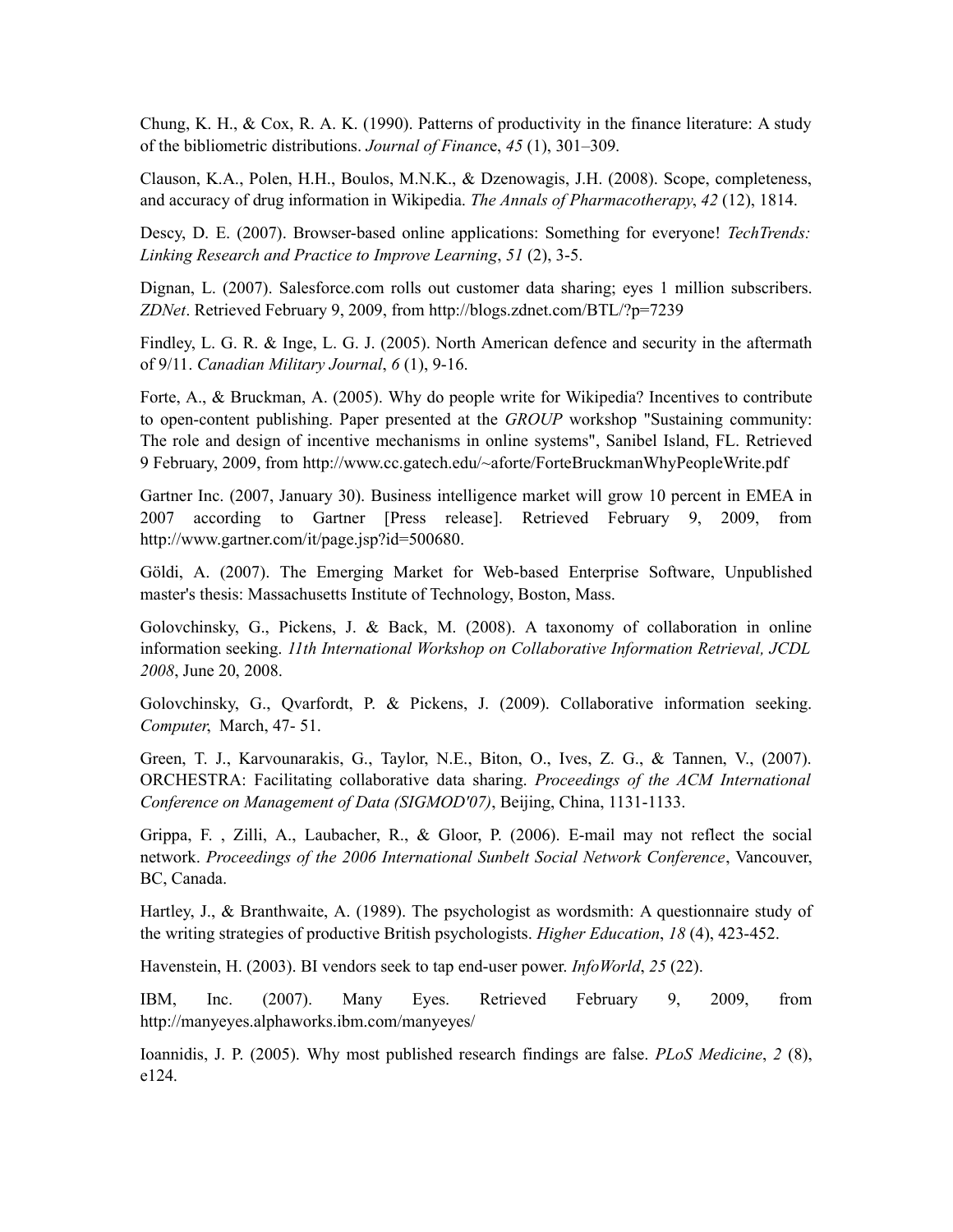Chung, K. H., & Cox, R. A. K. (1990). Patterns of productivity in the finance literature: A study of the bibliometric distributions. *Journal of Finance*, *45* (1), 301–309.

Clauson, K.A., Polen, H.H., Boulos, M.N.K., & Dzenowagis, J.H. (2008). Scope, completeness, and accuracy of drug information in Wikipedia. *The Annals of Pharmacotherapy*, *42* (12), 1814.

Descy, D. E. (2007). Browser-based online applications: Something for everyone! *TechTrends: Linking Research and Practice to Improve Learning*, *51* (2), 3-5.

Dignan, L. (2007). Salesforce.com rolls out customer data sharing; eyes 1 million subscribers. *ZDNet*. Retrieved February 9, 2009, from http://blogs.zdnet.com/BTL/?p=7239

Findley, L. G. R. & Inge, L. G. J. (2005). North American defence and security in the aftermath of 9/11. *Canadian Military Journal*, *6* (1), 9-16.

Forte, A., & Bruckman, A. (2005). Why do people write for Wikipedia? Incentives to contribute to open-content publishing. Paper presented at the *GROUP* workshop "Sustaining community: The role and design of incentive mechanisms in online systems", Sanibel Island, FL. Retrieved 9 February, 2009, from http://www.cc.gatech.edu/~aforte/ForteBruckmanWhyPeopleWrite.pdf

Gartner Inc. (2007, January 30). Business intelligence market will grow 10 percent in EMEA in 2007 according to Gartner [Press release]. Retrieved February 9, 2009, from http://www.gartner.com/it/page.jsp?id=500680.

Göldi, A. (2007). The Emerging Market for Web-based Enterprise Software, Unpublished master's thesis: Massachusetts Institute of Technology, Boston, Mass.

Golovchinsky, G., Pickens, J. & Back, M. (2008). A taxonomy of collaboration in online information seeking. *11th International Workshop on Collaborative Information Retrieval, JCDL 2008*, June 20, 2008.

Golovchinsky, G., Qvarfordt, P. & Pickens, J. (2009). Collaborative information seeking. *Computer*, March, 47- 51.

Green, T. J., Karvounarakis, G., Taylor, N.E., Biton, O., Ives, Z. G., & Tannen, V., (2007). ORCHESTRA: Facilitating collaborative data sharing. *Proceedings of the ACM International Conference on Management of Data (SIGMOD'07)*, Beijing, China, 1131-1133.

Grippa, F. , Zilli, A., Laubacher, R., & Gloor, P. (2006). E-mail may not reflect the social network. *Proceedings of the 2006 International Sunbelt Social Network Conference*, Vancouver, BC, Canada.

Hartley, J., & Branthwaite, A. (1989). The psychologist as wordsmith: A questionnaire study of the writing strategies of productive British psychologists. *Higher Education*, *18* (4), 423-452.

Havenstein, H. (2003). BI vendors seek to tap end-user power. *InfoWorld*, *25* (22).

IBM, Inc. (2007). Many Eyes. Retrieved February 9, 2009, from http://manyeyes.alphaworks.ibm.com/manyeyes/

Ioannidis, J. P. (2005). Why most published research findings are false. *PLoS Medicine*, *2* (8), e124.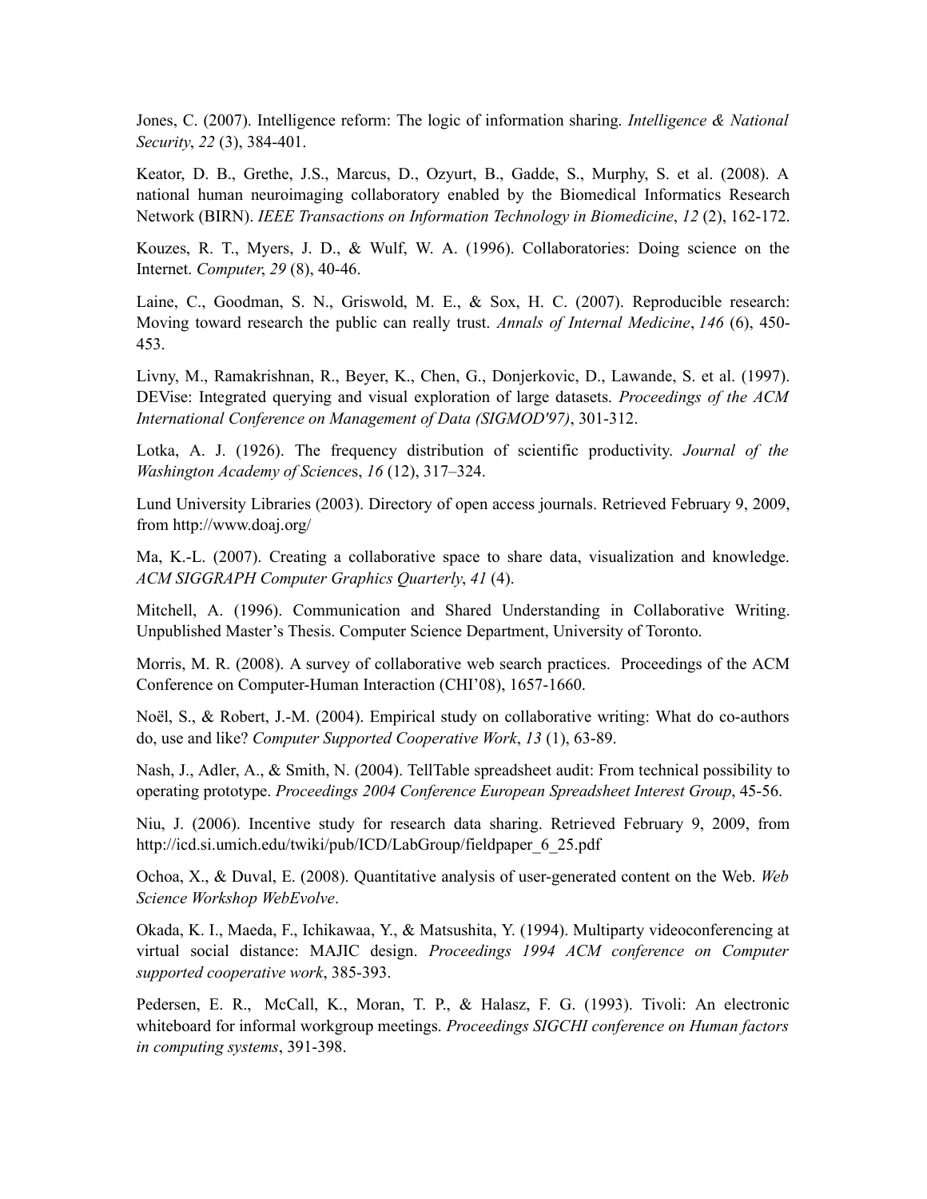Jones, C. (2007). Intelligence reform: The logic of information sharing. *Intelligence & National Security*, *22* (3), 384-401.

Keator, D. B., Grethe, J.S., Marcus, D., Ozyurt, B., Gadde, S., Murphy, S. et al. (2008). A national human neuroimaging collaboratory enabled by the Biomedical Informatics Research Network (BIRN). *IEEE Transactions on Information Technology in Biomedicine*, *12* (2), 162-172.

Kouzes, R. T., Myers, J. D., & Wulf, W. A. (1996). Collaboratories: Doing science on the Internet. *Computer*, *29* (8), 40-46.

Laine, C., Goodman, S. N., Griswold, M. E., & Sox, H. C. (2007). Reproducible research: Moving toward research the public can really trust. *Annals of Internal Medicine*, *146* (6), 450-453.

Livny, M., Ramakrishnan, R., Beyer, K., Chen, G., Donjerkovic, D., Lawande, S. et al. (1997). DEVise: Integrated querying and visual exploration of large datasets. *Proceedings of the ACM International Conference on Management of Data (SIGMOD'97)*, 301-312.

Lotka, A. J. (1926). The frequency distribution of scientific productivity. *Journal of the Washington Academy of Science*s, *16* (12), 317–324.

Lund University Libraries (2003). Directory of open access journals. Retrieved February 9, 2009, from http://www.doaj.org/

Ma, K.-L. (2007). Creating a collaborative space to share data, visualization and knowledge. *ACM SIGGRAPH Computer Graphics Quarterly*, *41* (4).

Mitchell, A. (1996). Communication and Shared Understanding in Collaborative Writing. Unpublished Master's Thesis. Computer Science Department, University of Toronto.

Morris, M. R. (2008). A survey of collaborative web search practices. Proceedings of the ACM Conference on Computer-Human Interaction (CHI'08), 1657-1660.

Noël, S., & Robert, J.-M. (2004). Empirical study on collaborative writing: What do co-authors do, use and like? *Computer Supported Cooperative Work*, *13* (1), 63-89.

Nash, J., Adler, A., & Smith, N. (2004). TellTable spreadsheet audit: From technical possibility to operating prototype. *Proceedings 2004 Conference European Spreadsheet Interest Group*, 45-56.

Niu, J. (2006). Incentive study for research data sharing. Retrieved February 9, 2009, from http://icd.si.umich.edu/twiki/pub/ICD/LabGroup/fieldpaper_6_25.pdf

Ochoa, X., & Duval, E. (2008). Quantitative analysis of user-generated content on the Web. *Web Science Workshop WebEvolve*.

Okada, K. I., Maeda, F., Ichikawaa, Y., & Matsushita, Y. (1994). Multiparty videoconferencing at virtual social distance: MAJIC design. *Proceedings 1994 ACM conference on Computer supported cooperative work*, 385-393.

Pedersen, E. R., McCall, K., Moran, T. P., & Halasz, F. G. (1993). Tivoli: An electronic whiteboard for informal workgroup meetings. *Proceedings SIGCHI conference on Human factors in computing systems*, 391-398.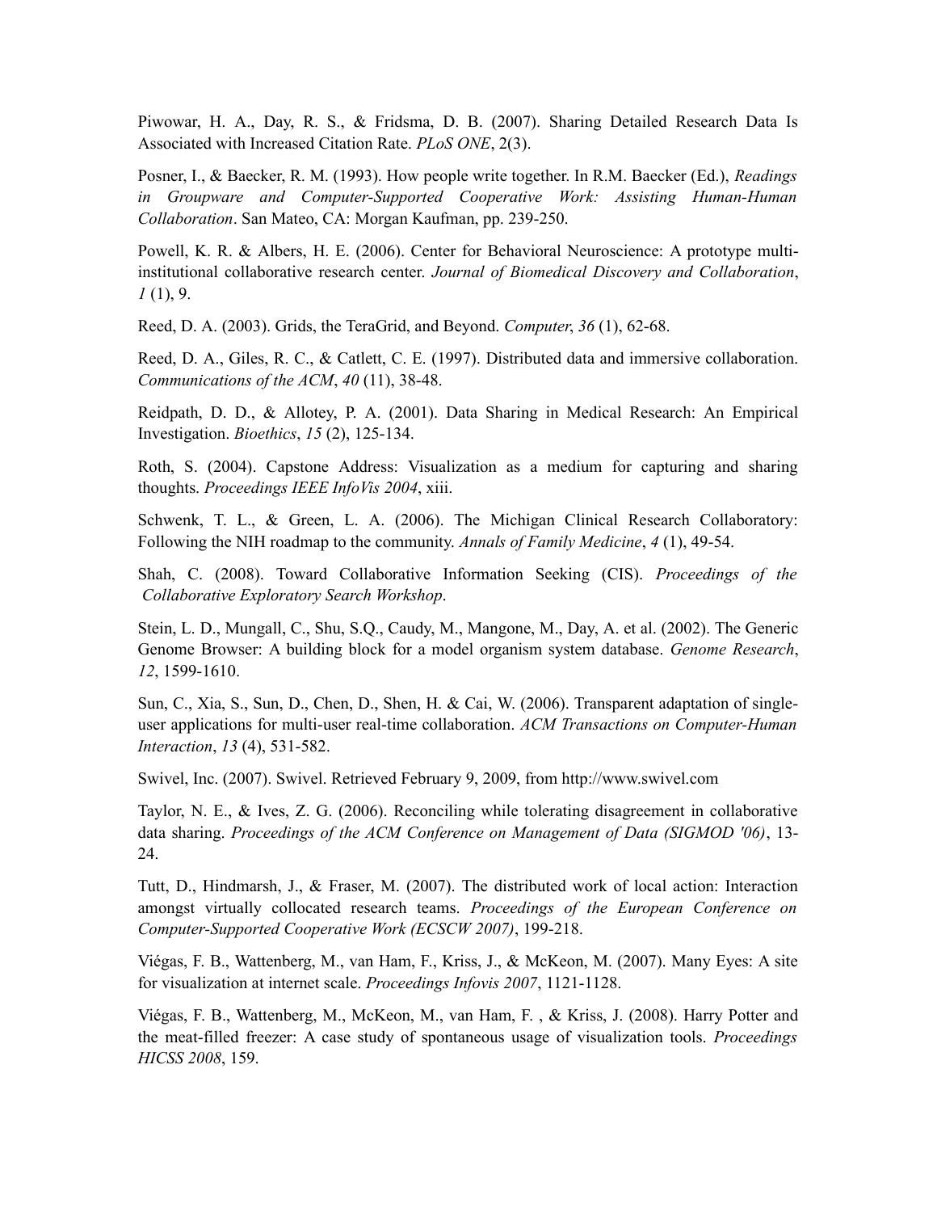Piwowar, H. A., Day, R. S., & Fridsma, D. B. (2007). Sharing Detailed Research Data Is Associated with Increased Citation Rate. *PLoS ONE*, 2(3).

Posner, I., & Baecker, R. M. (1993). How people write together. In R.M. Baecker (Ed.), *Readings in Groupware and Computer-Supported Cooperative Work: Assisting Human-Human Collaboration*. San Mateo, CA: Morgan Kaufman, pp. 239-250.

Powell, K. R. & Albers, H. E. (2006). Center for Behavioral Neuroscience: A prototype multi-institutional collaborative research center. *Journal of Biomedical Discovery and Collaboration*, *1* (1), 9.

Reed, D. A. (2003). Grids, the TeraGrid, and Beyond. *Computer*, *36* (1), 62-68.

Reed, D. A., Giles, R. C., & Catlett, C. E. (1997). Distributed data and immersive collaboration. *Communications of the ACM*, *40* (11), 38-48.

Reidpath, D. D., & Allotey, P. A. (2001). Data Sharing in Medical Research: An Empirical Investigation. *Bioethics*, *15* (2), 125-134.

Roth, S. (2004). Capstone Address: Visualization as a medium for capturing and sharing thoughts. *Proceedings IEEE InfoVis 2004*, xiii.

Schwenk, T. L., & Green, L. A. (2006). The Michigan Clinical Research Collaboratory: Following the NIH roadmap to the community. *Annals of Family Medicine*, *4* (1), 49-54.

Shah, C. (2008). Toward Collaborative Information Seeking (CIS). *Proceedings of the Collaborative Exploratory Search Workshop*.

Stein, L. D., Mungall, C., Shu, S.Q., Caudy, M., Mangone, M., Day, A. et al. (2002). The Generic Genome Browser: A building block for a model organism system database. *Genome Research*, *12*, 1599-1610.

Sun, C., Xia, S., Sun, D., Chen, D., Shen, H. & Cai, W. (2006). Transparent adaptation of single-user applications for multi-user real-time collaboration. *ACM Transactions on Computer-Human Interaction*, *13* (4), 531-582.

Swivel, Inc. (2007). Swivel. Retrieved February 9, 2009, from http://www.swivel.com

Taylor, N. E., & Ives, Z. G. (2006). Reconciling while tolerating disagreement in collaborative data sharing. *Proceedings of the ACM Conference on Management of Data (SIGMOD '06)*, 13-24.

Tutt, D., Hindmarsh, J., & Fraser, M. (2007). The distributed work of local action: Interaction amongst virtually collocated research teams. *Proceedings of the European Conference on Computer-Supported Cooperative Work (ECSCW 2007)*, 199-218.

Viégas, F. B., Wattenberg, M., van Ham, F., Kriss, J., & McKeon, M. (2007). Many Eyes: A site for visualization at internet scale. *Proceedings Infovis 2007*, 1121-1128.

Viégas, F. B., Wattenberg, M., McKeon, M., van Ham, F. , & Kriss, J. (2008). Harry Potter and the meat-filled freezer: A case study of spontaneous usage of visualization tools. *Proceedings HICSS 2008*, 159.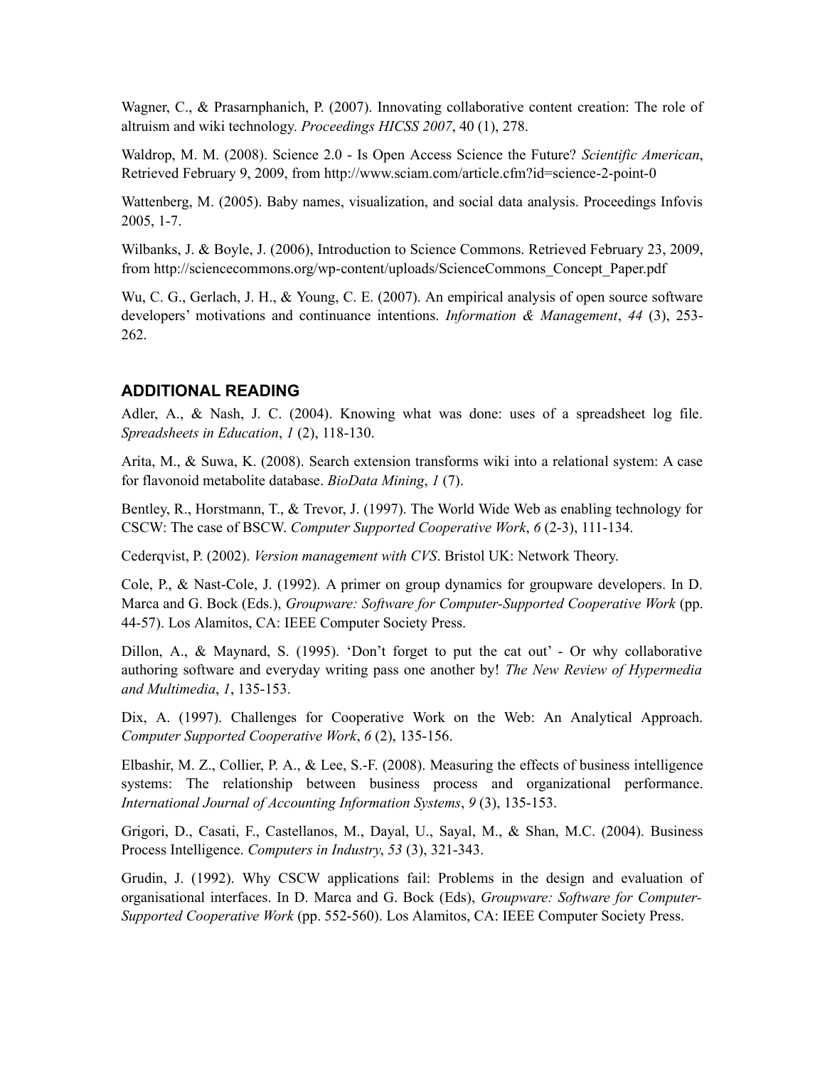Wagner, C., & Prasarnphanich, P. (2007). Innovating collaborative content creation: The role of altruism and wiki technology. *Proceedings HICSS 2007*, 40 (1), 278.

Waldrop, M. M. (2008). Science 2.0 - Is Open Access Science the Future? *Scientific American*, Retrieved February 9, 2009, from http://www.sciam.com/article.cfm?id=science-2-point-0

Wattenberg, M. (2005). Baby names, visualization, and social data analysis. Proceedings Infovis 2005, 1-7.

Wilbanks, J. & Boyle, J. (2006), Introduction to Science Commons. Retrieved February 23, 2009, from http://sciencecommons.org/wp-content/uploads/ScienceCommons_Concept_Paper.pdf

Wu, C. G., Gerlach, J. H., & Young, C. E. (2007). An empirical analysis of open source software developers' motivations and continuance intentions. *Information & Management*, *44* (3), 253-262.

## ADDITIONAL READING

Adler, A., & Nash, J. C. (2004). Knowing what was done: uses of a spreadsheet log file. *Spreadsheets in Education*, *1* (2), 118-130.

Arita, M., & Suwa, K. (2008). Search extension transforms wiki into a relational system: A case for flavonoid metabolite database. *BioData Mining*, *1* (7).

Bentley, R., Horstmann, T., & Trevor, J. (1997). The World Wide Web as enabling technology for CSCW: The case of BSCW. *Computer Supported Cooperative Work*, *6* (2-3), 111-134.

Cederqvist, P. (2002). *Version management with CVS*. Bristol UK: Network Theory.

Cole, P., & Nast-Cole, J. (1992). A primer on group dynamics for groupware developers. In D. Marca and G. Bock (Eds.), *Groupware: Software for Computer-Supported Cooperative Work* (pp. 44-57). Los Alamitos, CA: IEEE Computer Society Press.

Dillon, A., & Maynard, S. (1995). 'Don't forget to put the cat out' - Or why collaborative authoring software and everyday writing pass one another by! *The New Review of Hypermedia and Multimedia*, *1*, 135-153.

Dix, A. (1997). Challenges for Cooperative Work on the Web: An Analytical Approach. *Computer Supported Cooperative Work*, *6* (2), 135-156.

Elbashir, M. Z., Collier, P. A., & Lee, S.-F. (2008). Measuring the effects of business intelligence systems: The relationship between business process and organizational performance. *International Journal of Accounting Information Systems*, *9* (3), 135-153.

Grigori, D., Casati, F., Castellanos, M., Dayal, U., Sayal, M., & Shan, M.C. (2004). Business Process Intelligence. *Computers in Industry*, *53* (3), 321-343.

Grudin, J. (1992). Why CSCW applications fail: Problems in the design and evaluation of organisational interfaces. In D. Marca and G. Bock (Eds), *Groupware: Software for Computer-Supported Cooperative Work* (pp. 552-560). Los Alamitos, CA: IEEE Computer Society Press.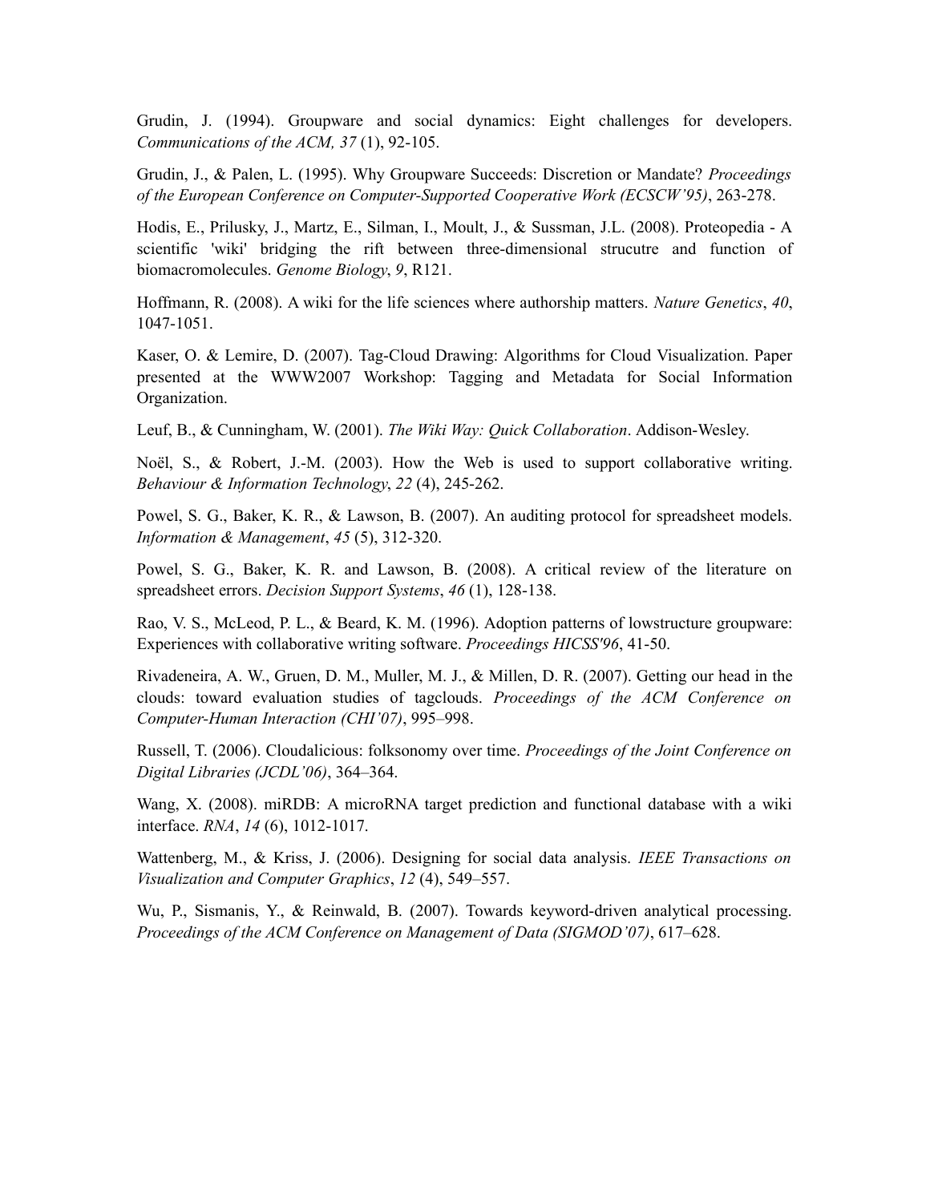Grudin, J. (1994). Groupware and social dynamics: Eight challenges for developers. *Communications of the ACM, 37* (1), 92-105.

Grudin, J., & Palen, L. (1995). Why Groupware Succeeds: Discretion or Mandate? *Proceedings of the European Conference on Computer-Supported Cooperative Work (ECSCW'95)*, 263-278.

Hodis, E., Prilusky, J., Martz, E., Silman, I., Moult, J., & Sussman, J.L. (2008). Proteopedia - A scientific 'wiki' bridging the rift between three-dimensional strucutre and function of biomacromolecules. *Genome Biology*, *9*, R121.

Hoffmann, R. (2008). A wiki for the life sciences where authorship matters. *Nature Genetics*, *40*, 1047-1051.

Kaser, O. & Lemire, D. (2007). Tag-Cloud Drawing: Algorithms for Cloud Visualization. Paper presented at the WWW2007 Workshop: Tagging and Metadata for Social Information Organization.

Leuf, B., & Cunningham, W. (2001). *The Wiki Way: Quick Collaboration*. Addison-Wesley.

Noël, S., & Robert, J.-M. (2003). How the Web is used to support collaborative writing. *Behaviour & Information Technology*, *22* (4), 245-262.

Powel, S. G., Baker, K. R., & Lawson, B. (2007). An auditing protocol for spreadsheet models. *Information & Management*, *45* (5), 312-320.

Powel, S. G., Baker, K. R. and Lawson, B. (2008). A critical review of the literature on spreadsheet errors. *Decision Support Systems*, *46* (1), 128-138.

Rao, V. S., McLeod, P. L., & Beard, K. M. (1996). Adoption patterns of lowstructure groupware: Experiences with collaborative writing software. *Proceedings HICSS'96*, 41-50.

Rivadeneira, A. W., Gruen, D. M., Muller, M. J., & Millen, D. R. (2007). Getting our head in the clouds: toward evaluation studies of tagclouds. *Proceedings of the ACM Conference on Computer-Human Interaction (CHI'07)*, 995–998.

Russell, T. (2006). Cloudalicious: folksonomy over time. *Proceedings of the Joint Conference on Digital Libraries (JCDL'06)*, 364–364.

Wang, X. (2008). miRDB: A microRNA target prediction and functional database with a wiki interface. *RNA*, *14* (6), 1012-1017.

Wattenberg, M., & Kriss, J. (2006). Designing for social data analysis. *IEEE Transactions on Visualization and Computer Graphics*, *12* (4), 549–557.

Wu, P., Sismanis, Y., & Reinwald, B. (2007). Towards keyword-driven analytical processing. *Proceedings of the ACM Conference on Management of Data (SIGMOD'07)*, 617–628.